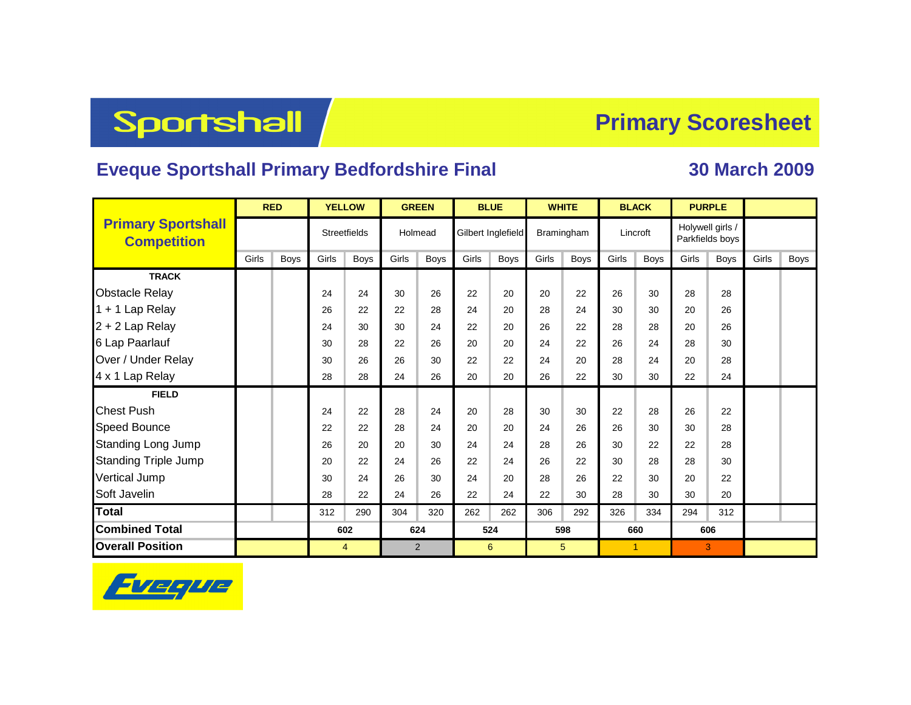# Sportshall — Primary Scoresheet

## Eveque Sportshall Primary Bedfordshire Final

**30 March 2009**

| Primary Sportshall Competition | RED | | YELLOW | | GREEN | | BLUE | | WHITE | | BLACK | | PURPLE | | | |
|---|---|---|---|---|---|---|---|---|---|---|---|---|---|---|---|---|
| | | | Streetfields | | Holmead | | Gilbert Inglefield | | Bramingham | | Lincroft | | Holywell girls / Parkfields boys | | | |
| | Girls | Boys | Girls | Boys | Girls | Boys | Girls | Boys | Girls | Boys | Girls | Boys | Girls | Boys | Girls | Boys |
| **TRACK** | | | | | | | | | | | | | | | | |
| Obstacle Relay | | | 24 | 24 | 30 | 26 | 22 | 20 | 20 | 22 | 26 | 30 | 28 | 28 | | |
| 1 + 1 Lap Relay | | | 26 | 22 | 22 | 28 | 24 | 20 | 28 | 24 | 30 | 30 | 20 | 26 | | |
| 2 + 2 Lap Relay | | | 24 | 30 | 30 | 24 | 22 | 20 | 26 | 22 | 28 | 28 | 20 | 26 | | |
| 6 Lap Paarlauf | | | 30 | 28 | 22 | 26 | 20 | 20 | 24 | 22 | 26 | 24 | 28 | 30 | | |
| Over / Under Relay | | | 30 | 26 | 26 | 30 | 22 | 22 | 24 | 20 | 28 | 24 | 20 | 28 | | |
| 4 x 1 Lap Relay | | | 28 | 28 | 24 | 26 | 20 | 20 | 26 | 22 | 30 | 30 | 22 | 24 | | |
| **FIELD** | | | | | | | | | | | | | | | | |
| Chest Push | | | 24 | 22 | 28 | 24 | 20 | 28 | 30 | 30 | 22 | 28 | 26 | 22 | | |
| Speed Bounce | | | 22 | 22 | 28 | 24 | 20 | 20 | 24 | 26 | 26 | 30 | 30 | 28 | | |
| Standing Long Jump | | | 26 | 20 | 20 | 30 | 24 | 24 | 28 | 26 | 30 | 22 | 22 | 28 | | |
| Standing Triple Jump | | | 20 | 22 | 24 | 26 | 22 | 24 | 26 | 22 | 30 | 28 | 28 | 30 | | |
| Vertical Jump | | | 30 | 24 | 26 | 30 | 24 | 20 | 28 | 26 | 22 | 30 | 20 | 22 | | |
| Soft Javelin | | | 28 | 22 | 24 | 26 | 22 | 24 | 22 | 30 | 28 | 30 | 30 | 20 | | |
| **Total** | | | 312 | 290 | 304 | 320 | 262 | 262 | 306 | 292 | 326 | 334 | 294 | 312 | | |
| **Combined Total** | | | 602 | | 624 | | 524 | | 598 | | 660 | | 606 | | | |
| **Overall Position** | | | 4 | | 2 | | 6 | | 5 | | 1 | | 3 | | | |

Eveque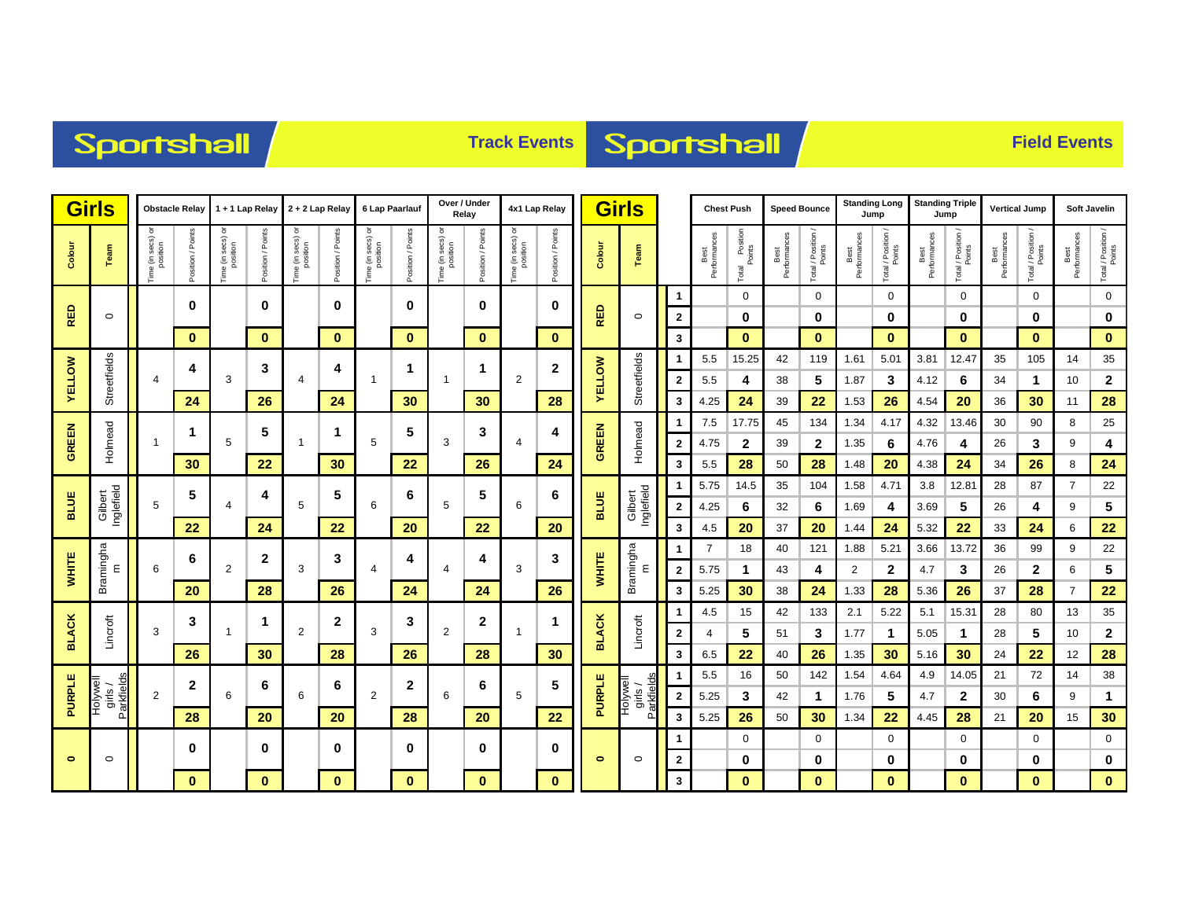# Sportshall — Track Events

| Girls | | Obstacle Relay | | 1 + 1 Lap Relay | | 2 + 2 Lap Relay | | 6 Lap Paarlauf | | Over / Under Relay | | 4x1 Lap Relay | |
|---|---|---|---|---|---|---|---|---|---|---|---|---|---|
| Colour | Team | Time (in secs) or position | Position / Points | Time (in secs) or position | Position / Points | Time (in secs) or position | Position / Points | Time (in secs) or position | Position / Points | Time (in secs) or position | Position / Points | Time (in secs) or position | Position / Points |
| RED | 0 | | 0 | | 0 | | 0 | | 0 | | 0 | | 0 |
| | | | 0 | | 0 | | 0 | | 0 | | 0 | | 0 |
| YELLOW | Streetfields | 4 | 4 | 3 | 3 | 4 | 4 | 1 | 1 | 1 | 1 | 2 | 2 |
| | | | 24 | | 26 | | 24 | | 30 | | 30 | | 28 |
| GREEN | Holmead | 1 | 1 | 5 | 5 | 1 | 1 | 5 | 5 | 3 | 3 | 4 | 4 |
| | | | 30 | | 22 | | 30 | | 22 | | 26 | | 24 |
| BLUE | Gilbert Inglefield | 5 | 5 | 4 | 4 | 5 | 5 | 6 | 6 | 5 | 5 | 6 | 6 |
| | | | 22 | | 24 | | 22 | | 20 | | 22 | | 20 |
| WHITE | Bramingham | 6 | 6 | 2 | 2 | 3 | 3 | 4 | 4 | 4 | 4 | 3 | 3 |
| | | | 20 | | 28 | | 26 | | 24 | | 24 | | 26 |
| BLACK | Lincroft | 3 | 3 | 1 | 1 | 2 | 2 | 3 | 3 | 2 | 2 | 1 | 1 |
| | | | 26 | | 30 | | 28 | | 26 | | 28 | | 30 |
| PURPLE | Holywell girls / Parkfields | 2 | 2 | 6 | 6 | 6 | 6 | 2 | 2 | 6 | 6 | 5 | 5 |
| | | | 28 | | 20 | | 20 | | 28 | | 20 | | 22 |
| 0 | 0 | | 0 | | 0 | | 0 | | 0 | | 0 | | 0 |
| | | | 0 | | 0 | | 0 | | 0 | | 0 | | 0 |

# Sportshall — Field Events

| Girls | | | Chest Push | | Speed Bounce | | Standing Long Jump | | Standing Triple Jump | | Vertical Jump | | Soft Javelin | |
|---|---|---|---|---|---|---|---|---|---|---|---|---|---|---|
| Colour | Team | | Best Performances | Total Position Points | Best Performances | Total / Position / Points | Best Performances | Total / Position / Points | Best Performances | Total / Position / Points | Best Performances | Total / Position / Points | Best Performances | Total / Position / Points |
| RED | 0 | 1 | | 0 | | 0 | | 0 | | 0 | | 0 | | 0 |
| | | 2 | | 0 | | 0 | | 0 | | 0 | | 0 | | 0 |
| | | 3 | | 0 | | 0 | | 0 | | 0 | | 0 | | 0 |
| YELLOW | Streetfields | 1 | 5.5 | 15.25 | 42 | 119 | 1.61 | 5.01 | 3.81 | 12.47 | 35 | 105 | 14 | 35 |
| | | 2 | 5.5 | 4 | 38 | 5 | 1.87 | 3 | 4.12 | 6 | 34 | 1 | 10 | 2 |
| | | 3 | 4.25 | 24 | 39 | 22 | 1.53 | 26 | 4.54 | 20 | 36 | 30 | 11 | 28 |
| GREEN | Holmead | 1 | 7.5 | 17.75 | 45 | 134 | 1.34 | 4.17 | 4.32 | 13.46 | 30 | 90 | 8 | 25 |
| | | 2 | 4.75 | 2 | 39 | 2 | 1.35 | 6 | 4.76 | 4 | 26 | 3 | 9 | 4 |
| | | 3 | 5.5 | 28 | 50 | 28 | 1.48 | 20 | 4.38 | 24 | 34 | 26 | 8 | 24 |
| BLUE | Gilbert Inglefield | 1 | 5.75 | 14.5 | 35 | 104 | 1.58 | 4.71 | 3.8 | 12.81 | 28 | 87 | 7 | 22 |
| | | 2 | 4.25 | 6 | 32 | 6 | 1.69 | 4 | 3.69 | 5 | 26 | 4 | 9 | 5 |
| | | 3 | 4.5 | 20 | 37 | 20 | 1.44 | 24 | 5.32 | 22 | 33 | 24 | 6 | 22 |
| WHITE | Bramingham | 1 | 7 | 18 | 40 | 121 | 1.88 | 5.21 | 3.66 | 13.72 | 36 | 99 | 9 | 22 |
| | | 2 | 5.75 | 1 | 43 | 4 | 2 | 2 | 4.7 | 3 | 26 | 2 | 6 | 5 |
| | | 3 | 5.25 | 30 | 38 | 24 | 1.33 | 28 | 5.36 | 26 | 37 | 28 | 7 | 22 |
| BLACK | Lincroft | 1 | 4.5 | 15 | 42 | 133 | 2.1 | 5.22 | 5.1 | 15.31 | 28 | 80 | 13 | 35 |
| | | 2 | 4 | 5 | 51 | 3 | 1.77 | 1 | 5.05 | 1 | 28 | 5 | 10 | 2 |
| | | 3 | 6.5 | 22 | 40 | 26 | 1.35 | 30 | 5.16 | 30 | 24 | 22 | 12 | 28 |
| PURPLE | Holywell girls / Parkfields | 1 | 5.5 | 16 | 50 | 142 | 1.54 | 4.64 | 4.9 | 14.05 | 21 | 72 | 14 | 38 |
| | | 2 | 5.25 | 3 | 42 | 1 | 1.76 | 5 | 4.7 | 2 | 30 | 6 | 9 | 1 |
| | | 3 | 5.25 | 26 | 50 | 30 | 1.34 | 22 | 4.45 | 28 | 21 | 20 | 15 | 30 |
| 0 | 0 | 1 | | 0 | | 0 | | 0 | | 0 | | 0 | | 0 |
| | | 2 | | 0 | | 0 | | 0 | | 0 | | 0 | | 0 |
| | | 3 | | 0 | | 0 | | 0 | | 0 | | 0 | | 0 |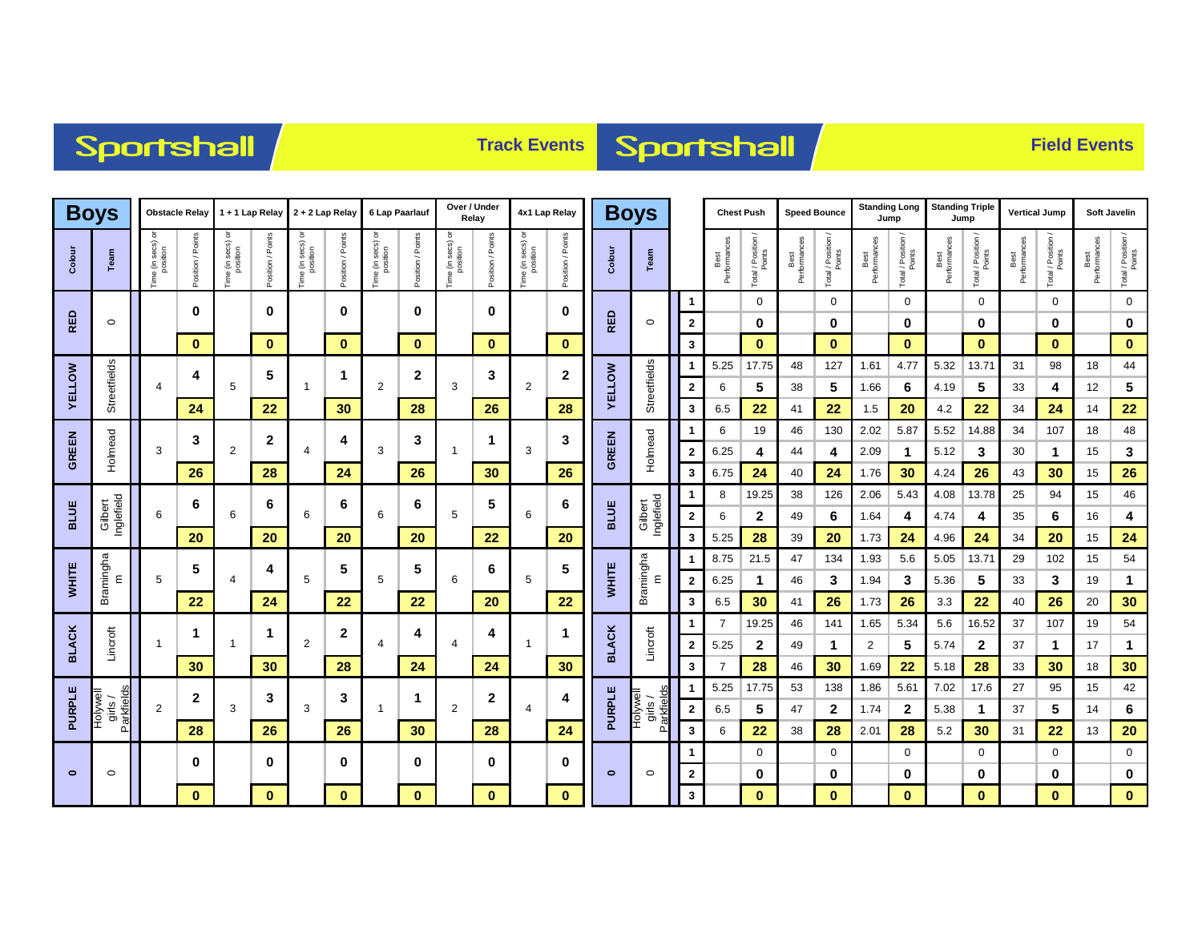## Sportshall — Track Events

| Colour | Team | Obstacle Relay – Time (in secs) or position | Obstacle Relay – Position / Points | 1 + 1 Lap Relay – Time (in secs) or position | 1 + 1 Lap Relay – Position / Points | 2 + 2 Lap Relay – Time (in secs) or position | 2 + 2 Lap Relay – Position / Points | 6 Lap Paarlauf – Time (in secs) or position | 6 Lap Paarlauf – Position / Points | Over / Under Relay – Time (in secs) or position | Over / Under Relay – Position / Points | 4x1 Lap Relay – Time (in secs) or position | 4x1 Lap Relay – Position / Points |
|---|---|---|---|---|---|---|---|---|---|---|---|---|---|
| RED | 0 | | 0 | | 0 | | 0 | | 0 | | 0 | | 0 |
| | | | 0 | | 0 | | 0 | | 0 | | 0 | | 0 |
| YELLOW | Streetfields | 4 | 4 | 5 | 5 | 1 | 1 | 2 | 2 | 3 | 3 | 2 | 2 |
| | | | 24 | | 22 | | 30 | | 28 | | 26 | | 28 |
| GREEN | Holmead | 3 | 3 | 2 | 2 | 4 | 4 | 3 | 3 | 1 | 1 | 3 | 3 |
| | | | 26 | | 28 | | 24 | | 26 | | 30 | | 26 |
| BLUE | Gilbert Inglefield | 6 | 6 | 6 | 6 | 6 | 6 | 6 | 6 | 5 | 5 | 6 | 6 |
| | | | 20 | | 20 | | 20 | | 20 | | 22 | | 20 |
| WHITE | Bramingham | 5 | 5 | 4 | 4 | 5 | 5 | 5 | 5 | 6 | 6 | 5 | 5 |
| | | | 22 | | 24 | | 22 | | 22 | | 20 | | 22 |
| BLACK | Lincroft | 1 | 1 | 1 | 1 | 2 | 2 | 4 | 4 | 4 | 4 | 1 | 1 |
| | | | 30 | | 30 | | 28 | | 24 | | 24 | | 30 |
| PURPLE | Holywell girls / Parkfields | 2 | 2 | 3 | 3 | 3 | 3 | 1 | 1 | 2 | 2 | 4 | 4 |
| | | | 28 | | 26 | | 26 | | 30 | | 28 | | 24 |
| 0 | 0 | | 0 | | 0 | | 0 | | 0 | | 0 | | 0 |
| | | | 0 | | 0 | | 0 | | 0 | | 0 | | 0 |

## Sportshall — Field Events

| Colour | Team | | Chest Push – Best Performances | Chest Push – Total / Position / Points | Speed Bounce – Best Performances | Speed Bounce – Total / Position / Points | Standing Long Jump – Best Performances | Standing Long Jump – Total / Position / Points | Standing Triple Jump – Best Performances | Standing Triple Jump – Total / Position / Points | Vertical Jump – Best Performances | Vertical Jump – Total / Position / Points | Soft Javelin – Best Performances | Soft Javelin – Total / Position / Points |
|---|---|---|---|---|---|---|---|---|---|---|---|---|---|---|
| RED | 0 | 1 | | 0 | | 0 | | 0 | | 0 | | 0 | | 0 |
| | | 2 | | 0 | | 0 | | 0 | | 0 | | 0 | | 0 |
| | | 3 | | 0 | | 0 | | 0 | | 0 | | 0 | | 0 |
| YELLOW | Streetfields | 1 | 5.25 | 17.75 | 48 | 127 | 1.61 | 4.77 | 5.32 | 13.71 | 31 | 98 | 18 | 44 |
| | | 2 | 6 | 5 | 38 | 5 | 1.66 | 6 | 4.19 | 5 | 33 | 4 | 12 | 5 |
| | | 3 | 6.5 | 22 | 41 | 22 | 1.5 | 20 | 4.2 | 22 | 34 | 24 | 14 | 22 |
| GREEN | Holmead | 1 | 6 | 19 | 46 | 130 | 2.02 | 5.87 | 5.52 | 14.88 | 34 | 107 | 18 | 48 |
| | | 2 | 6.25 | 4 | 44 | 4 | 2.09 | 1 | 5.12 | 3 | 30 | 1 | 15 | 3 |
| | | 3 | 6.75 | 24 | 40 | 24 | 1.76 | 30 | 4.24 | 26 | 43 | 30 | 15 | 26 |
| BLUE | Gilbert Inglefield | 1 | 8 | 19.25 | 38 | 126 | 2.06 | 5.43 | 4.08 | 13.78 | 25 | 94 | 15 | 46 |
| | | 2 | 6 | 2 | 49 | 6 | 1.64 | 4 | 4.74 | 4 | 35 | 6 | 16 | 4 |
| | | 3 | 5.25 | 28 | 39 | 20 | 1.73 | 24 | 4.96 | 24 | 34 | 20 | 15 | 24 |
| WHITE | Bramingham | 1 | 8.75 | 21.5 | 47 | 134 | 1.93 | 5.6 | 5.05 | 13.71 | 29 | 102 | 15 | 54 |
| | | 2 | 6.25 | 1 | 46 | 3 | 1.94 | 3 | 5.36 | 5 | 33 | 3 | 19 | 1 |
| | | 3 | 6.5 | 30 | 41 | 26 | 1.73 | 26 | 3.3 | 22 | 40 | 26 | 20 | 30 |
| BLACK | Lincroft | 1 | 7 | 19.25 | 46 | 141 | 1.65 | 5.34 | 5.6 | 16.52 | 37 | 107 | 19 | 54 |
| | | 2 | 5.25 | 2 | 49 | 1 | 2 | 5 | 5.74 | 2 | 37 | 1 | 17 | 1 |
| | | 3 | 7 | 28 | 46 | 30 | 1.69 | 22 | 5.18 | 28 | 33 | 30 | 18 | 30 |
| PURPLE | Holywell girls / Parkfields | 1 | 5.25 | 17.75 | 53 | 138 | 1.86 | 5.61 | 7.02 | 17.6 | 27 | 95 | 15 | 42 |
| | | 2 | 6.5 | 5 | 47 | 2 | 1.74 | 2 | 5.38 | 1 | 37 | 5 | 14 | 6 |
| | | 3 | 6 | 22 | 38 | 28 | 2.01 | 28 | 5.2 | 30 | 31 | 22 | 13 | 20 |
| 0 | 0 | 1 | | 0 | | 0 | | 0 | | 0 | | 0 | | 0 |
| | | 2 | | 0 | | 0 | | 0 | | 0 | | 0 | | 0 |
| | | 3 | | 0 | | 0 | | 0 | | 0 | | 0 | | 0 |